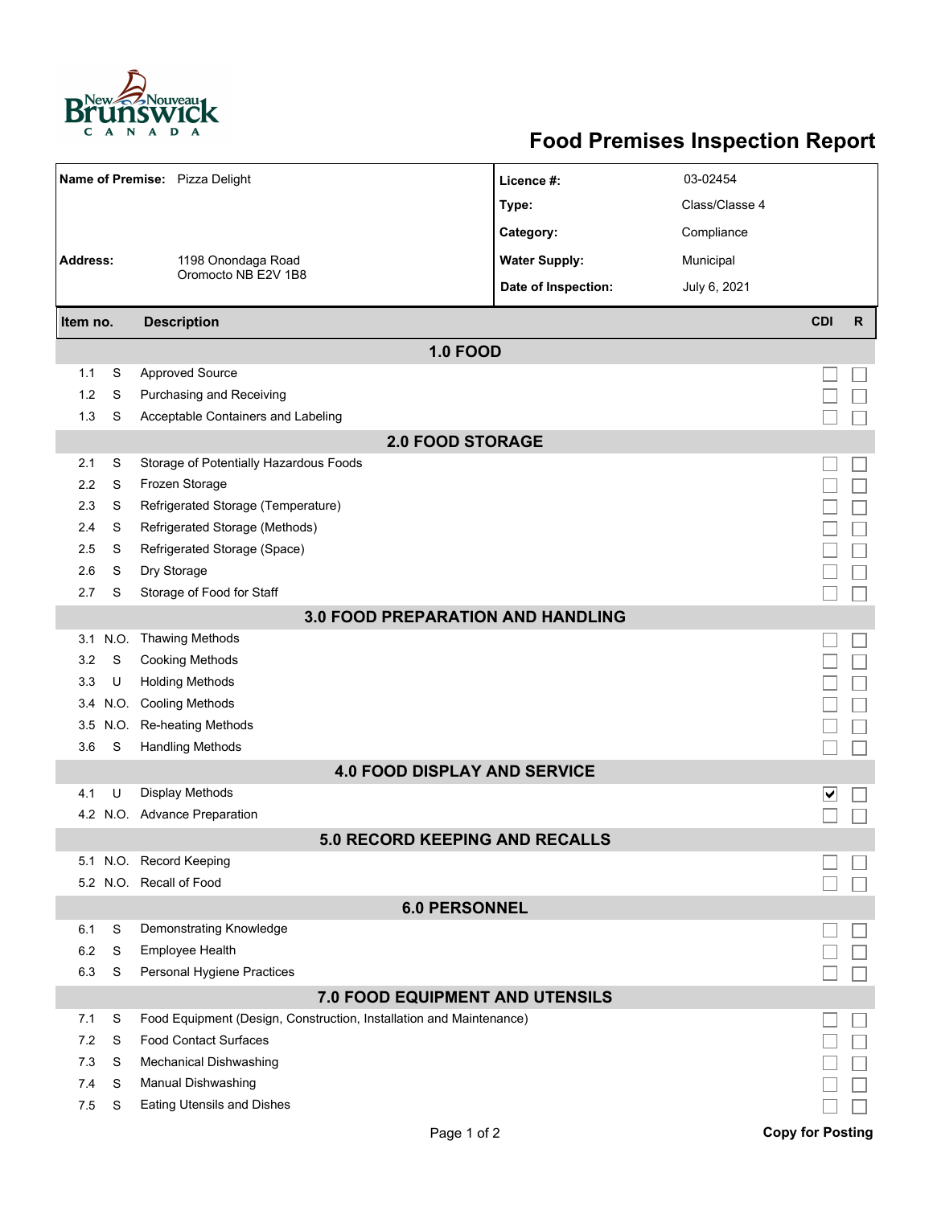New Brunswick / Nouveau Brunswick CANADA

# Food Premises Inspection Report

| | | | |
|---|---|---|---|
| **Name of Premise:** | Pizza Delight | **Licence #:** | 03-02454 |
| | | **Type:** | Class/Classe 4 |
| | | **Category:** | Compliance |
| **Address:** | 1198 Onondaga Road<br>Oromocto NB E2V 1B8 | **Water Supply:** | Municipal |
| | | **Date of Inspection:** | July 6, 2021 |

| Item no. | | Description | CDI | R |
|---|---|---|---|---|
| | | **1.0 FOOD** | | |
| 1.1 | S | Approved Source | ☐ | ☐ |
| 1.2 | S | Purchasing and Receiving | ☐ | ☐ |
| 1.3 | S | Acceptable Containers and Labeling | ☐ | ☐ |
| | | **2.0 FOOD STORAGE** | | |
| 2.1 | S | Storage of Potentially Hazardous Foods | ☐ | ☐ |
| 2.2 | S | Frozen Storage | ☐ | ☐ |
| 2.3 | S | Refrigerated Storage (Temperature) | ☐ | ☐ |
| 2.4 | S | Refrigerated Storage (Methods) | ☐ | ☐ |
| 2.5 | S | Refrigerated Storage (Space) | ☐ | ☐ |
| 2.6 | S | Dry Storage | ☐ | ☐ |
| 2.7 | S | Storage of Food for Staff | ☐ | ☐ |
| | | **3.0 FOOD PREPARATION AND HANDLING** | | |
| 3.1 | N.O. | Thawing Methods | ☐ | ☐ |
| 3.2 | S | Cooking Methods | ☐ | ☐ |
| 3.3 | U | Holding Methods | ☐ | ☐ |
| 3.4 | N.O. | Cooling Methods | ☐ | ☐ |
| 3.5 | N.O. | Re-heating Methods | ☐ | ☐ |
| 3.6 | S | Handling Methods | ☐ | ☐ |
| | | **4.0 FOOD DISPLAY AND SERVICE** | | |
| 4.1 | U | Display Methods | ☑ | ☐ |
| 4.2 | N.O. | Advance Preparation | ☐ | ☐ |
| | | **5.0 RECORD KEEPING AND RECALLS** | | |
| 5.1 | N.O. | Record Keeping | ☐ | ☐ |
| 5.2 | N.O. | Recall of Food | ☐ | ☐ |
| | | **6.0 PERSONNEL** | | |
| 6.1 | S | Demonstrating Knowledge | ☐ | ☐ |
| 6.2 | S | Employee Health | ☐ | ☐ |
| 6.3 | S | Personal Hygiene Practices | ☐ | ☐ |
| | | **7.0 FOOD EQUIPMENT AND UTENSILS** | | |
| 7.1 | S | Food Equipment (Design, Construction, Installation and Maintenance) | ☐ | ☐ |
| 7.2 | S | Food Contact Surfaces | ☐ | ☐ |
| 7.3 | S | Mechanical Dishwashing | ☐ | ☐ |
| 7.4 | S | Manual Dishwashing | ☐ | ☐ |
| 7.5 | S | Eating Utensils and Dishes | ☐ | ☐ |

**Copy for Posting**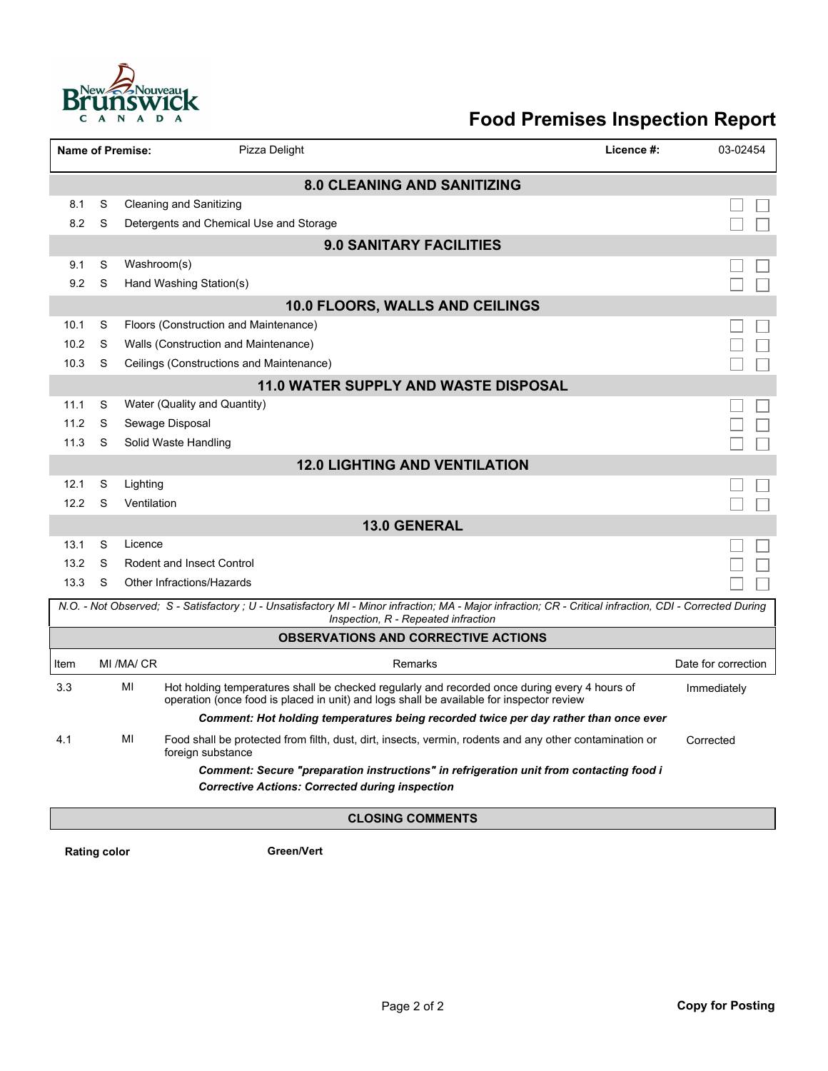# Food Premises Inspection Report

| Name of Premise: | Pizza Delight | Licence #: | 03-02454 |
|---|---|---|---|

## 8.0 CLEANING AND SANITIZING

| | | | | |
|---|---|---|---|---|
| 8.1 | S | Cleaning and Sanitizing | ☐ | ☐ |
| 8.2 | S | Detergents and Chemical Use and Storage | ☐ | ☐ |

## 9.0 SANITARY FACILITIES

| | | | | |
|---|---|---|---|---|
| 9.1 | S | Washroom(s) | ☐ | ☐ |
| 9.2 | S | Hand Washing Station(s) | ☐ | ☐ |

## 10.0 FLOORS, WALLS AND CEILINGS

| | | | | |
|---|---|---|---|---|
| 10.1 | S | Floors (Construction and Maintenance) | ☐ | ☐ |
| 10.2 | S | Walls (Construction and Maintenance) | ☐ | ☐ |
| 10.3 | S | Ceilings (Constructions and Maintenance) | ☐ | ☐ |

## 11.0 WATER SUPPLY AND WASTE DISPOSAL

| | | | | |
|---|---|---|---|---|
| 11.1 | S | Water (Quality and Quantity) | ☐ | ☐ |
| 11.2 | S | Sewage Disposal | ☐ | ☐ |
| 11.3 | S | Solid Waste Handling | ☐ | ☐ |

## 12.0 LIGHTING AND VENTILATION

| | | | | |
|---|---|---|---|---|
| 12.1 | S | Lighting | ☐ | ☐ |
| 12.2 | S | Ventilation | ☐ | ☐ |

## 13.0 GENERAL

| | | | | |
|---|---|---|---|---|
| 13.1 | S | Licence | ☐ | ☐ |
| 13.2 | S | Rodent and Insect Control | ☐ | ☐ |
| 13.3 | S | Other Infractions/Hazards | ☐ | ☐ |

*N.O. - Not Observed; S - Satisfactory ; U - Unsatisfactory MI - Minor infraction; MA - Major infraction; CR - Critical infraction, CDI - Corrected During Inspection, R - Repeated infraction*

## OBSERVATIONS AND CORRECTIVE ACTIONS

| Item | MI /MA/ CR | Remarks | Date for correction |
|---|---|---|---|
| 3.3 | MI | Hot holding temperatures shall be checked regularly and recorded once during every 4 hours of operation (once food is placed in unit) and logs shall be available for inspector review | Immediately |
| | | ***Comment: Hot holding temperatures being recorded twice per day rather than once ever*** | |
| 4.1 | MI | Food shall be protected from filth, dust, dirt, insects, vermin, rodents and any other contamination or foreign substance | Corrected |
| | | ***Comment: Secure "preparation instructions" in refrigeration unit from contacting food i*** | |
| | | ***Corrective Actions: Corrected during inspection*** | |

## CLOSING COMMENTS

**Rating color** **Green/Vert**

**Copy for Posting**